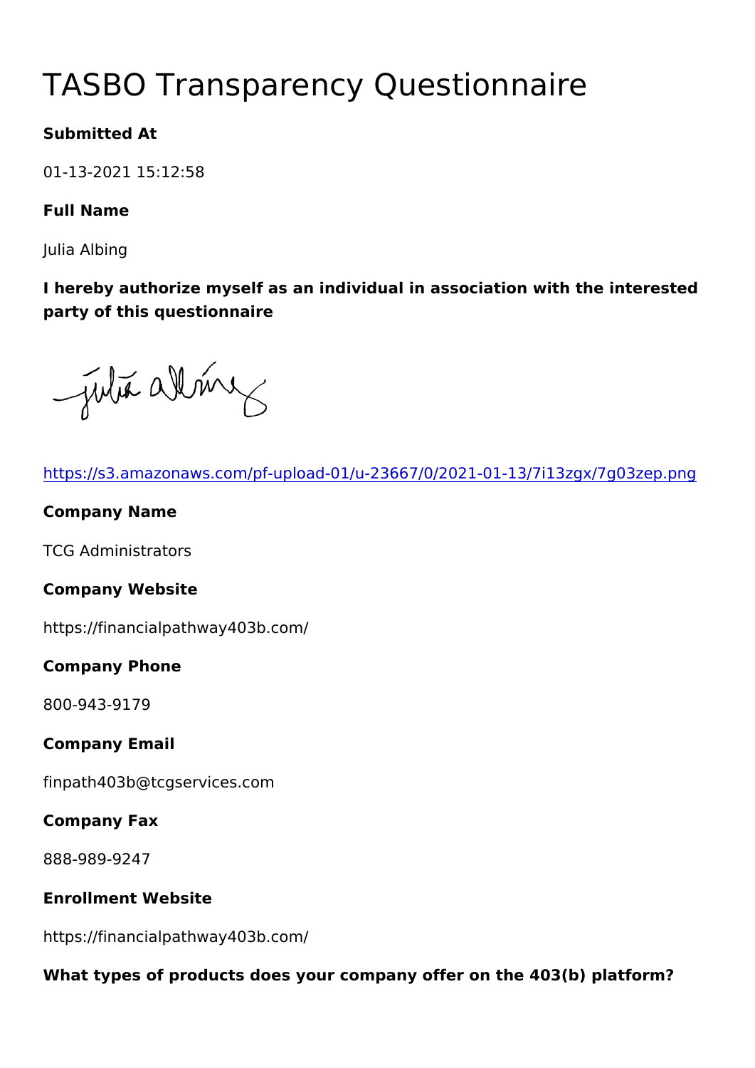# TASBO Transparency Questionnaire

**Submitted At**

01-13-2021 15:12:58

**Full Name**

Julia Albing

**I hereby authorize myself as an individual in association with the interested party of this questionnaire**

https://s3.amazonaws.com/pf-upload-01/u-23667/0/2021-01-13/7i13zgx/7g03zep.png

**Company Name**

TCG Administrators

**Company Website**

https://financialpathway403b.com/

**Company Phone**

800-943-9179

**Company Email**

finpath403b@tcgservices.com

**Company Fax**

888-989-9247

**Enrollment Website**

https://financialpathway403b.com/

**What types of products does your company offer on the 403(b) platform?**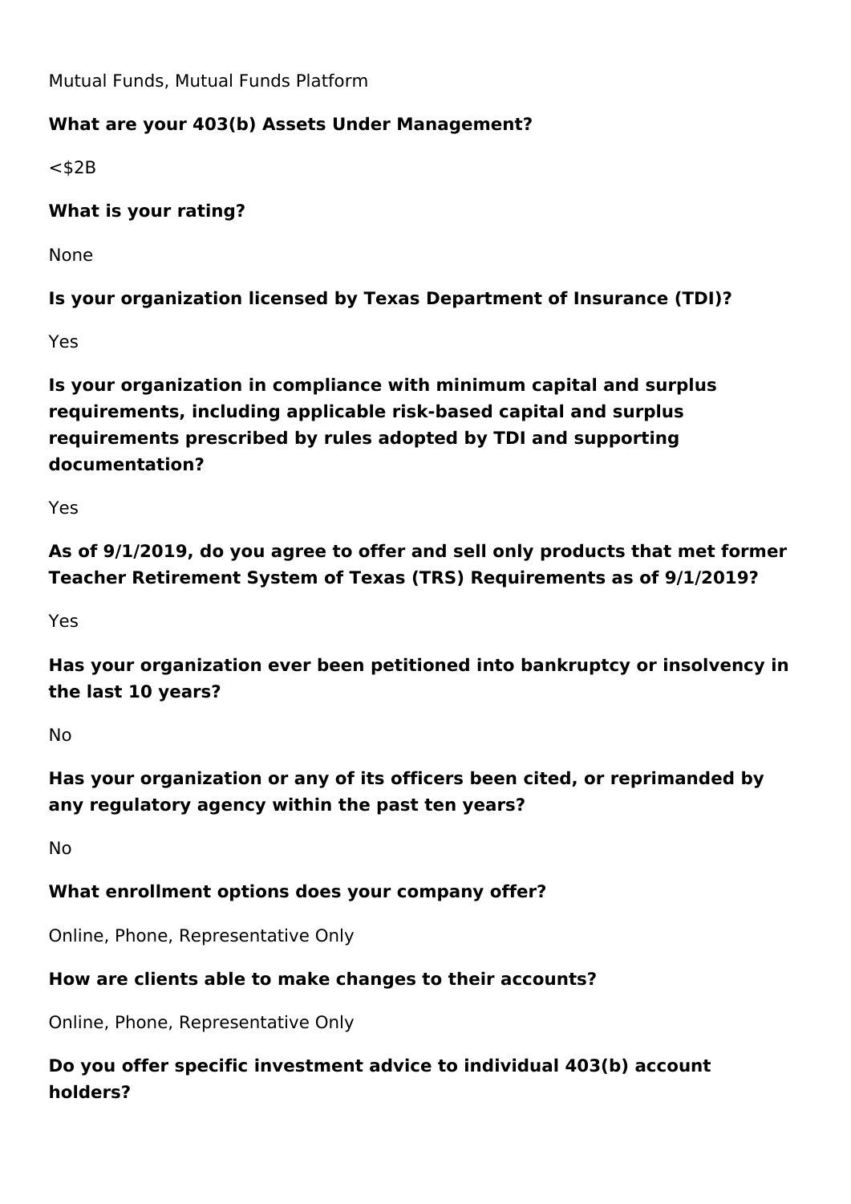Mutual Funds, Mutual Funds Platform

**What are your 403(b) Assets Under Management?**

<$2B

**What is your rating?**

None

**Is your organization licensed by Texas Department of Insurance (TDI)?**

Yes

**Is your organization in compliance with minimum capital and surplus requirements, including applicable risk-based capital and surplus requirements prescribed by rules adopted by TDI and supporting documentation?**

Yes

**As of 9/1/2019, do you agree to offer and sell only products that met former Teacher Retirement System of Texas (TRS) Requirements as of 9/1/2019?**

Yes

**Has your organization ever been petitioned into bankruptcy or insolvency in the last 10 years?**

No

**Has your organization or any of its officers been cited, or reprimanded by any regulatory agency within the past ten years?**

No

**What enrollment options does your company offer?**

Online, Phone, Representative Only

**How are clients able to make changes to their accounts?**

Online, Phone, Representative Only

**Do you offer specific investment advice to individual 403(b) account holders?**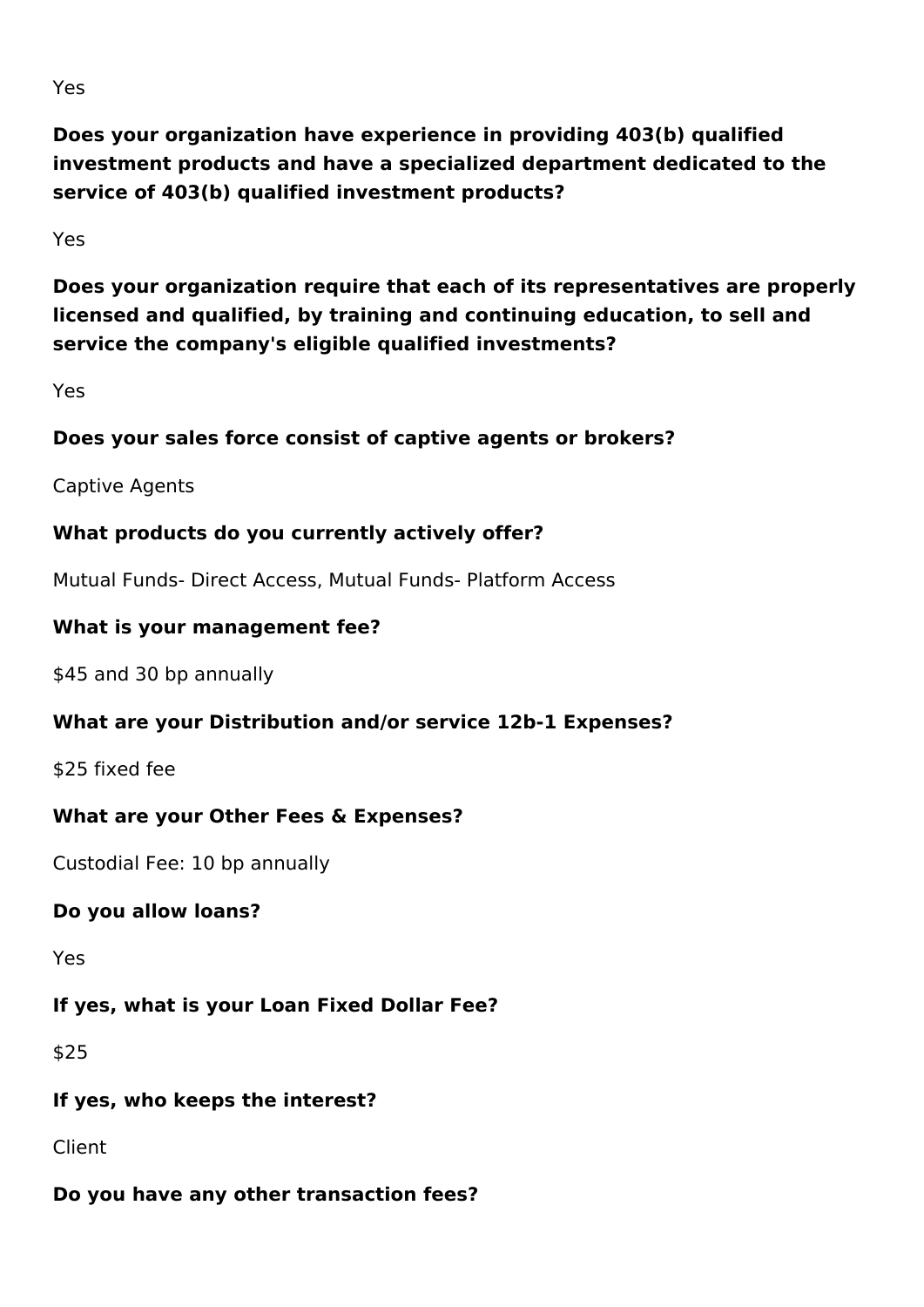Yes

**Does your organization have experience in providing 403(b) qualified investment products and have a specialized department dedicated to the service of 403(b) qualified investment products?**

Yes

**Does your organization require that each of its representatives are properly licensed and qualified, by training and continuing education, to sell and service the company's eligible qualified investments?**

Yes

**Does your sales force consist of captive agents or brokers?**

Captive Agents

**What products do you currently actively offer?**

Mutual Funds- Direct Access, Mutual Funds- Platform Access

**What is your management fee?**

$45 and 30 bp annually

**What are your Distribution and/or service 12b-1 Expenses?**

$25 fixed fee

**What are your Other Fees & Expenses?**

Custodial Fee: 10 bp annually

**Do you allow loans?**

Yes

**If yes, what is your Loan Fixed Dollar Fee?**

$25

**If yes, who keeps the interest?**

Client

**Do you have any other transaction fees?**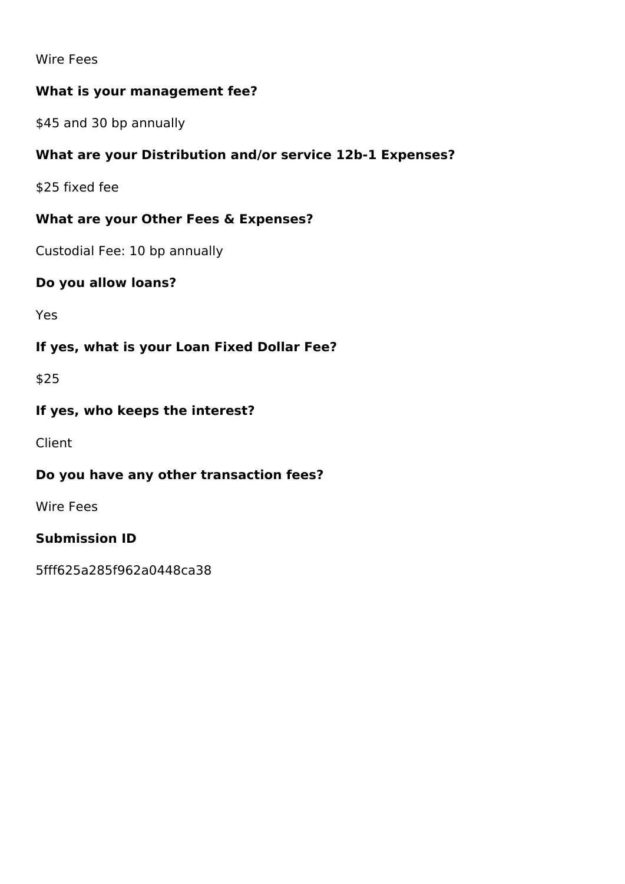Wire Fees

**What is your management fee?**

$45 and 30 bp annually

**What are your Distribution and/or service 12b-1 Expenses?**

$25 fixed fee

**What are your Other Fees & Expenses?**

Custodial Fee: 10 bp annually

**Do you allow loans?**

Yes

**If yes, what is your Loan Fixed Dollar Fee?**

$25

**If yes, who keeps the interest?**

Client

**Do you have any other transaction fees?**

Wire Fees

**Submission ID**

5fff625a285f962a0448ca38